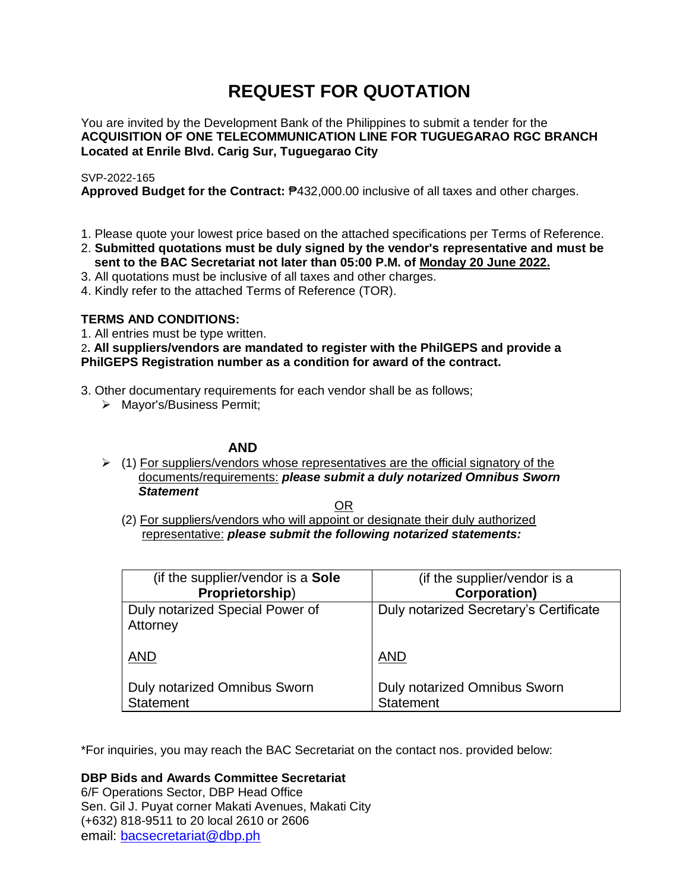# REQUEST FOR QUOTATION

You are invited by the Development Bank of the Philippines to submit a tender for the
**ACQUISITION OF ONE TELECOMMUNICATION LINE FOR TUGUEGARAO RGC BRANCH**
**Located at Enrile Blvd. Carig Sur, Tuguegarao City**

SVP-2022-165
**Approved Budget for the Contract:** ₱432,000.00 inclusive of all taxes and other charges.

1. Please quote your lowest price based on the attached specifications per Terms of Reference.
2. **Submitted quotations must be duly signed by the vendor's representative and must be sent to the BAC Secretariat not later than 05:00 P.M. of Monday 20 June 2022.**
3. All quotations must be inclusive of all taxes and other charges.
4. Kindly refer to the attached Terms of Reference (TOR).

**TERMS AND CONDITIONS:**

1. All entries must be type written.
2. **All suppliers/vendors are mandated to register with the PhilGEPS and provide a PhilGEPS Registration number as a condition for award of the contract.**
3. Other documentary requirements for each vendor shall be as follows;
   - Mayor's/Business Permit;

   **AND**

   - (1) For suppliers/vendors whose representatives are the official signatory of the documents/requirements: ***please submit a duly notarized Omnibus Sworn Statement***

     OR

     (2) For suppliers/vendors who will appoint or designate their duly authorized representative: ***please submit the following notarized statements:***

| (if the supplier/vendor is a **Sole Proprietorship**) | (if the supplier/vendor is a **Corporation)** |
|---|---|
| Duly notarized Special Power of Attorney<br><br>AND<br><br>Duly notarized Omnibus Sworn Statement | Duly notarized Secretary's Certificate<br><br>AND<br><br>Duly notarized Omnibus Sworn Statement |

*For inquiries, you may reach the BAC Secretariat on the contact nos. provided below:

**DBP Bids and Awards Committee Secretariat**
6/F Operations Sector, DBP Head Office
Sen. Gil J. Puyat corner Makati Avenues, Makati City
(+632) 818-9511 to 20 local 2610 or 2606
email: bacsecretariat@dbp.ph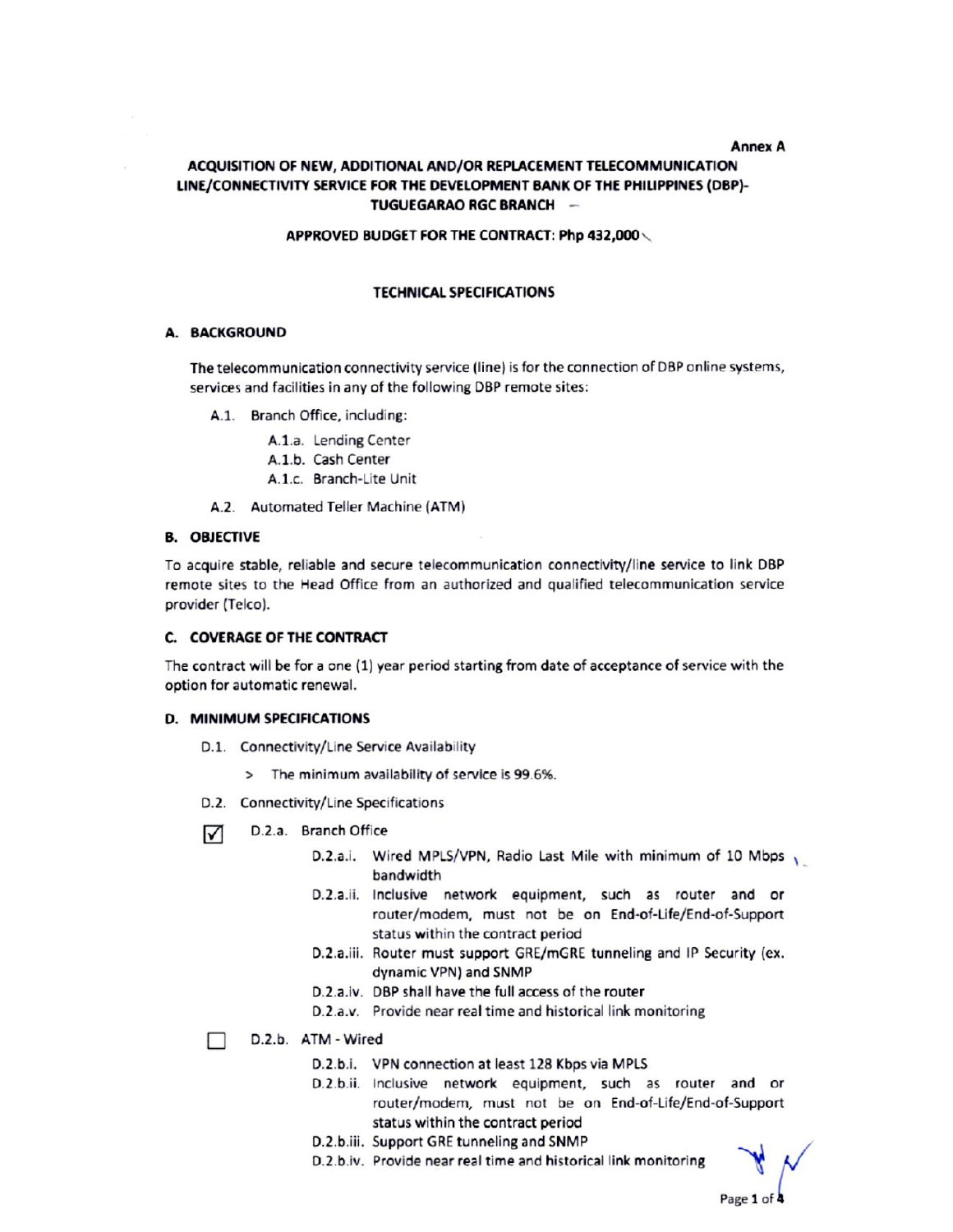Annex A

**ACQUISITION OF NEW, ADDITIONAL AND/OR REPLACEMENT TELECOMMUNICATION LINE/CONNECTIVITY SERVICE FOR THE DEVELOPMENT BANK OF THE PHILIPPINES (DBP)-TUGUEGARAO RGC BRANCH**

**APPROVED BUDGET FOR THE CONTRACT: Php 432,000**

**TECHNICAL SPECIFICATIONS**

## A. BACKGROUND

The telecommunication connectivity service (line) is for the connection of DBP online systems, services and facilities in any of the following DBP remote sites:

- A.1. Branch Office, including:
  - A.1.a. Lending Center
  - A.1.b. Cash Center
  - A.1.c. Branch-Lite Unit
- A.2. Automated Teller Machine (ATM)

## B. OBJECTIVE

To acquire stable, reliable and secure telecommunication connectivity/line service to link DBP remote sites to the Head Office from an authorized and qualified telecommunication service provider (Telco).

## C. COVERAGE OF THE CONTRACT

The contract will be for a one (1) year period starting from date of acceptance of service with the option for automatic renewal.

## D. MINIMUM SPECIFICATIONS

- D.1. Connectivity/Line Service Availability
  - > The minimum availability of service is 99.6%.
- D.2. Connectivity/Line Specifications

☑ D.2.a. Branch Office

- D.2.a.i. Wired MPLS/VPN, Radio Last Mile with minimum of 10 Mbps bandwidth
- D.2.a.ii. Inclusive network equipment, such as router and or router/modem, must not be on End-of-Life/End-of-Support status within the contract period
- D.2.a.iii. Router must support GRE/mGRE tunneling and IP Security (ex. dynamic VPN) and SNMP
- D.2.a.iv. DBP shall have the full access of the router
- D.2.a.v. Provide near real time and historical link monitoring

☐ D.2.b. ATM - Wired

- D.2.b.i. VPN connection at least 128 Kbps via MPLS
- D.2.b.ii. Inclusive network equipment, such as router and or router/modem, must not be on End-of-Life/End-of-Support status within the contract period
- D.2.b.iii. Support GRE tunneling and SNMP
- D.2.b.iv. Provide near real time and historical link monitoring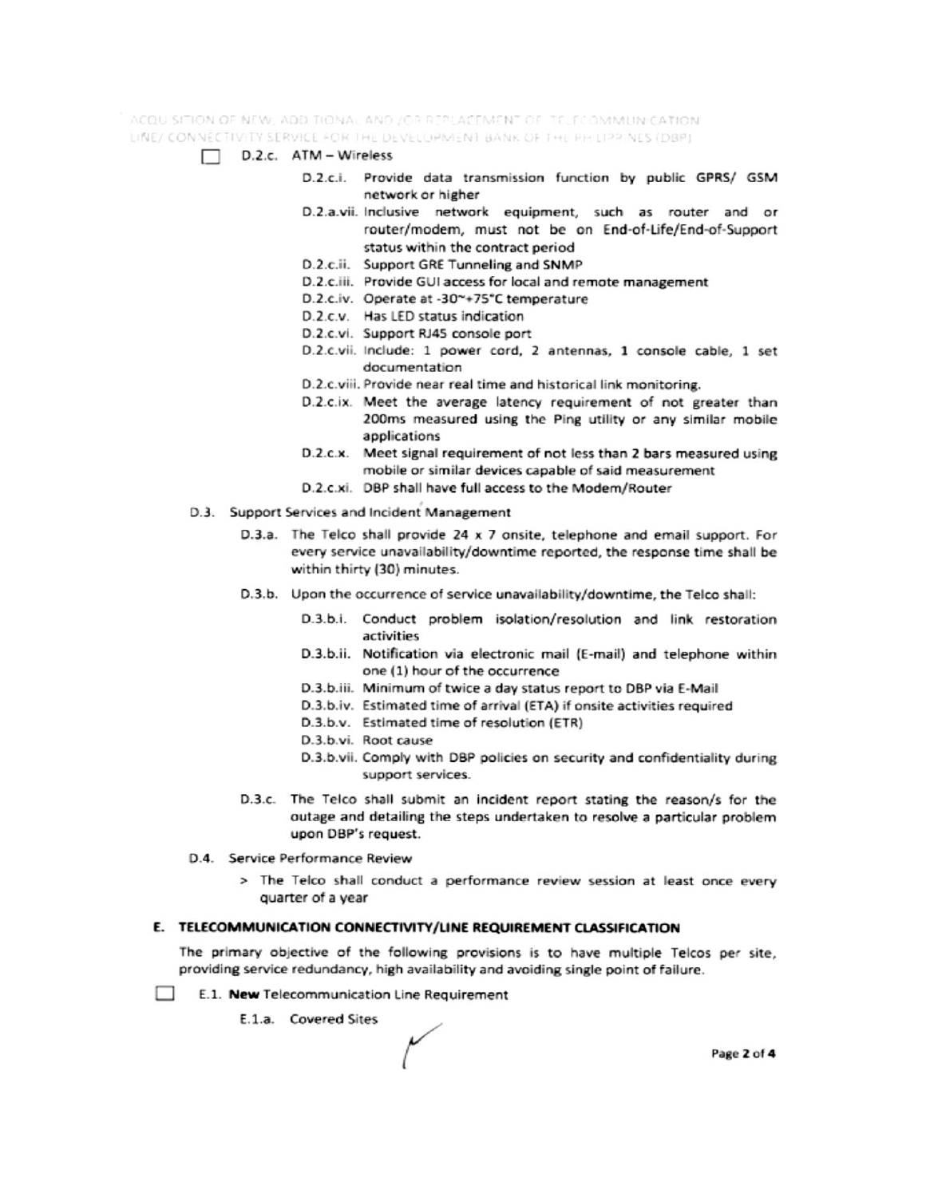☐ D.2.c. ATM – Wireless

- D.2.c.i. Provide data transmission function by public GPRS/ GSM network or higher
- D.2.a.vii. Inclusive network equipment, such as router and or router/modem, must not be on End-of-Life/End-of-Support status within the contract period
- D.2.c.ii. Support GRE Tunneling and SNMP
- D.2.c.iii. Provide GUI access for local and remote management
- D.2.c.iv. Operate at -30~+75°C temperature
- D.2.c.v. Has LED status indication
- D.2.c.vi. Support RJ45 console port
- D.2.c.vii. Include: 1 power cord, 2 antennas, 1 console cable, 1 set documentation
- D.2.c.viii. Provide near real time and historical link monitoring.
- D.2.c.ix. Meet the average latency requirement of not greater than 200ms measured using the Ping utility or any similar mobile applications
- D.2.c.x. Meet signal requirement of not less than 2 bars measured using mobile or similar devices capable of said measurement
- D.2.c.xi. DBP shall have full access to the Modem/Router

D.3. Support Services and Incident Management

- D.3.a. The Telco shall provide 24 x 7 onsite, telephone and email support. For every service unavailability/downtime reported, the response time shall be within thirty (30) minutes.
- D.3.b. Upon the occurrence of service unavailability/downtime, the Telco shall:
  - D.3.b.i. Conduct problem isolation/resolution and link restoration activities
  - D.3.b.ii. Notification via electronic mail (E-mail) and telephone within one (1) hour of the occurrence
  - D.3.b.iii. Minimum of twice a day status report to DBP via E-Mail
  - D.3.b.iv. Estimated time of arrival (ETA) if onsite activities required
  - D.3.b.v. Estimated time of resolution (ETR)
  - D.3.b.vi. Root cause
  - D.3.b.vii. Comply with DBP policies on security and confidentiality during support services.
- D.3.c. The Telco shall submit an incident report stating the reason/s for the outage and detailing the steps undertaken to resolve a particular problem upon DBP's request.

D.4. Service Performance Review

> The Telco shall conduct a performance review session at least once every quarter of a year

## E. TELECOMMUNICATION CONNECTIVITY/LINE REQUIREMENT CLASSIFICATION

The primary objective of the following provisions is to have multiple Telcos per site, providing service redundancy, high availability and avoiding single point of failure.

☐ E.1. **New** Telecommunication Line Requirement

E.1.a. Covered Sites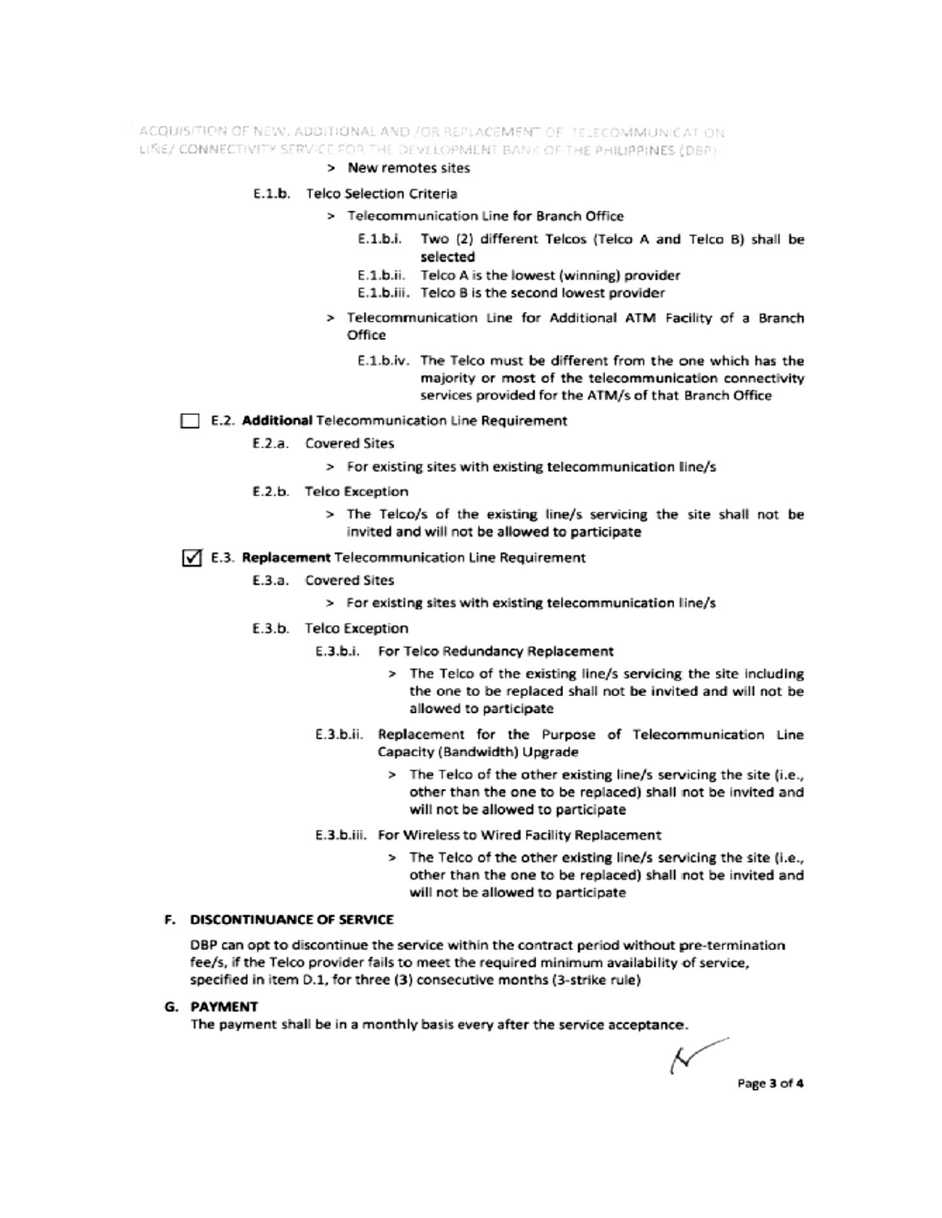> New remotes sites

E.1.b. Telco Selection Criteria

> Telecommunication Line for Branch Office

E.1.b.i. Two (2) different Telcos (Telco A and Telco B) shall be selected

E.1.b.ii. Telco A is the lowest (winning) provider

E.1.b.iii. Telco B is the second lowest provider

> Telecommunication Line for Additional ATM Facility of a Branch Office

E.1.b.iv. The Telco must be different from the one which has the majority or most of the telecommunication connectivity services provided for the ATM/s of that Branch Office

☐ E.2. **Additional** Telecommunication Line Requirement

E.2.a. Covered Sites

> For existing sites with existing telecommunication line/s

E.2.b. Telco Exception

> The Telco/s of the existing line/s servicing the site shall not be invited and will not be allowed to participate

☑ E.3. **Replacement** Telecommunication Line Requirement

E.3.a. Covered Sites

> For existing sites with existing telecommunication line/s

E.3.b. Telco Exception

E.3.b.i. For Telco Redundancy Replacement

> The Telco of the existing line/s servicing the site including the one to be replaced shall not be invited and will not be allowed to participate

E.3.b.ii. Replacement for the Purpose of Telecommunication Line Capacity (Bandwidth) Upgrade

> The Telco of the other existing line/s servicing the site (i.e., other than the one to be replaced) shall not be invited and will not be allowed to participate

E.3.b.iii. For Wireless to Wired Facility Replacement

> The Telco of the other existing line/s servicing the site (i.e., other than the one to be replaced) shall not be invited and will not be allowed to participate

## F. DISCONTINUANCE OF SERVICE

DBP can opt to discontinue the service within the contract period without pre-termination fee/s, if the Telco provider fails to meet the required minimum availability of service, specified in item D.1, for three (3) consecutive months (3-strike rule)

## G. PAYMENT

The payment shall be in a monthly basis every after the service acceptance.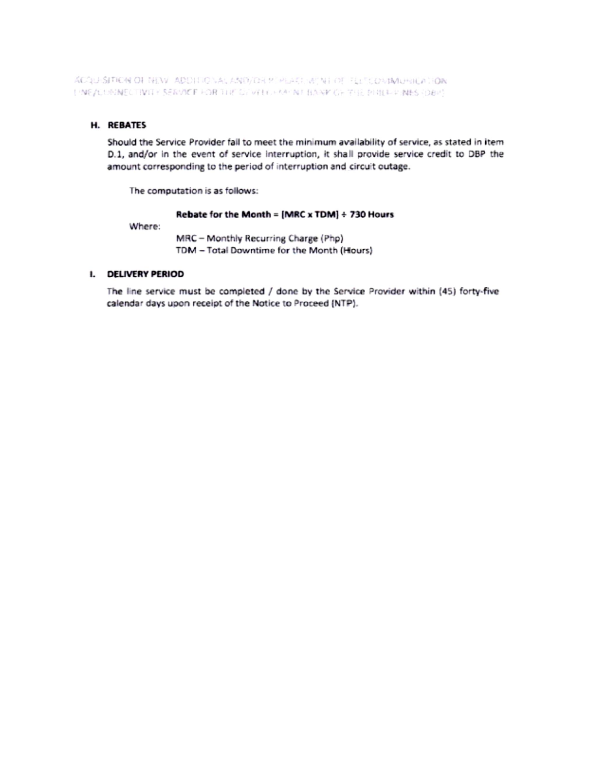## H. REBATES

Should the Service Provider fail to meet the minimum availability of service, as stated in item D.1, and/or in the event of service interruption, it shall provide service credit to DBP the amount corresponding to the period of interruption and circuit outage.

The computation is as follows:

**Rebate for the Month = [MRC x TDM] ÷ 730 Hours**

Where:

MRC – Monthly Recurring Charge (Php)
TDM – Total Downtime for the Month (Hours)

## I. DELIVERY PERIOD

The line service must be completed / done by the Service Provider within (45) forty-five calendar days upon receipt of the Notice to Proceed (NTP).